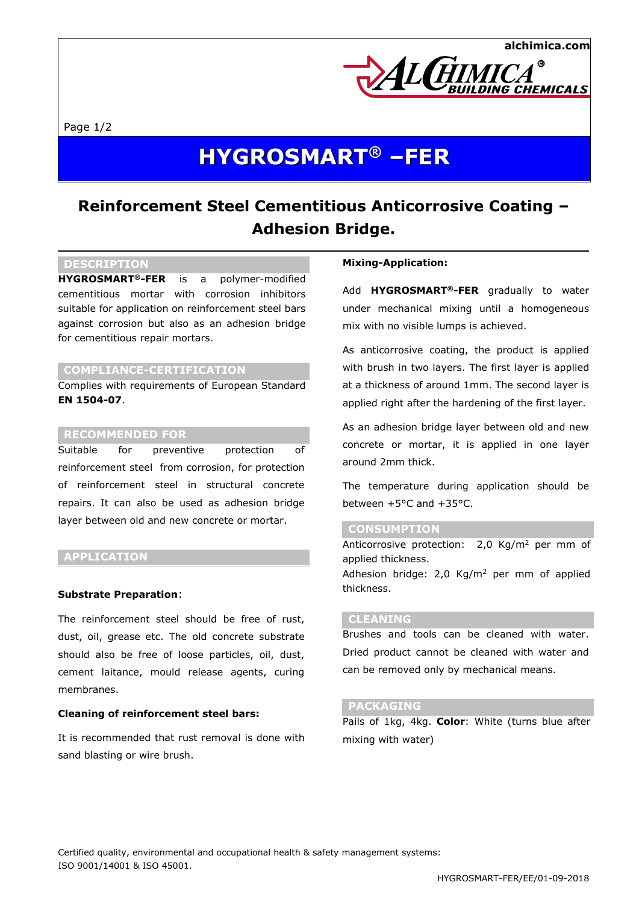# HYGROSMART® –FER

## Reinforcement Steel Cementitious Anticorrosive Coating – Adhesion Bridge.

### DESCRIPTION

**HYGROSMART®-FER** is a polymer-modified cementitious mortar with corrosion inhibitors suitable for application on reinforcement steel bars against corrosion but also as an adhesion bridge for cementitious repair mortars.

### COMPLIANCE-CERTIFICATION

Complies with requirements of European Standard **EN 1504-07**.

### RECOMMENDED FOR

Suitable for preventive protection of reinforcement steel from corrosion, for protection of reinforcement steel in structural concrete repairs. It can also be used as adhesion bridge layer between old and new concrete or mortar.

### APPLICATION

**Substrate Preparation**:

The reinforcement steel should be free of rust, dust, oil, grease etc. The old concrete substrate should also be free of loose particles, oil, dust, cement laitance, mould release agents, curing membranes.

**Cleaning of reinforcement steel bars:**

It is recommended that rust removal is done with sand blasting or wire brush.

**Mixing-Application:**

Add **HYGROSMART®-FER** gradually to water under mechanical mixing until a homogeneous mix with no visible lumps is achieved.

As anticorrosive coating, the product is applied with brush in two layers. The first layer is applied at a thickness of around 1mm. The second layer is applied right after the hardening of the first layer.

As an adhesion bridge layer between old and new concrete or mortar, it is applied in one layer around 2mm thick.

The temperature during application should be between +5°C and +35°C.

### CONSUMPTION

Anticorrosive protection: 2,0 Kg/m$^2$ per mm of applied thickness.
Adhesion bridge: 2,0 Kg/m$^2$ per mm of applied thickness.

### CLEANING

Brushes and tools can be cleaned with water. Dried product cannot be cleaned with water and can be removed only by mechanical means.

### PACKAGING

Pails of 1kg, 4kg. **Color**: White (turns blue after mixing with water)

Certified quality, environmental and occupational health & safety management systems: ISO 9001/14001 & ISO 45001.

HYGROSMART-FER/EE/01-09-2018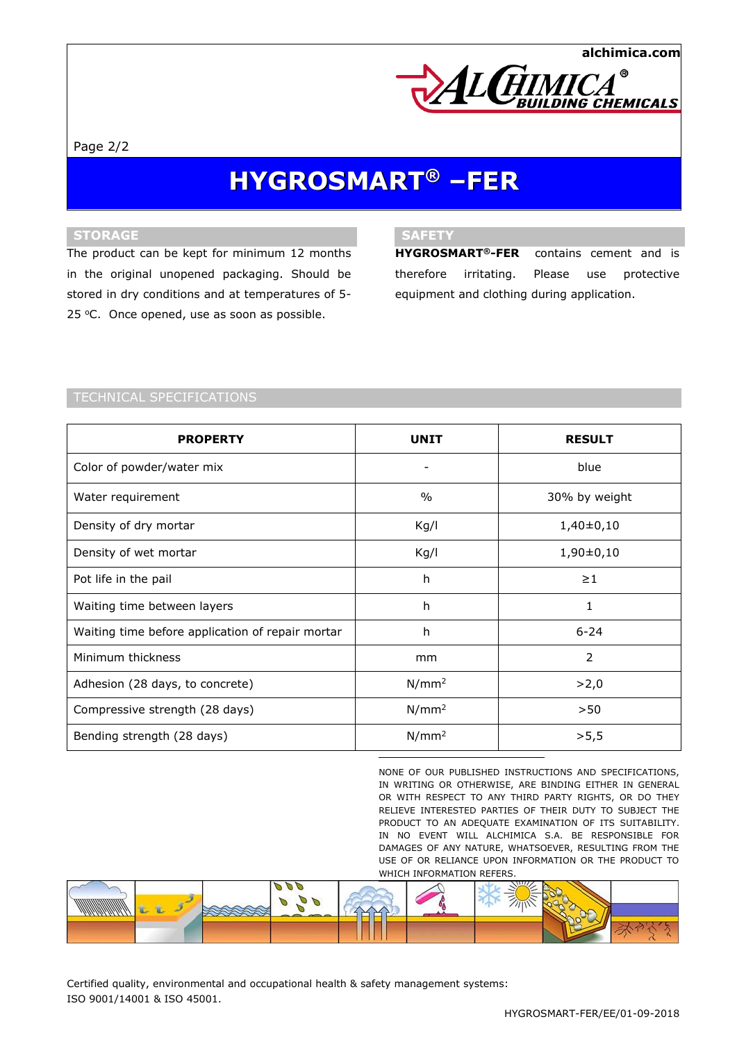# HYGROSMART® –FER

## STORAGE

The product can be kept for minimum 12 months in the original unopened packaging. Should be stored in dry conditions and at temperatures of 5-25 °C. Once opened, use as soon as possible.

## SAFETY

**HYGROSMART®-FER** contains cement and is therefore irritating. Please use protective equipment and clothing during application.

## TECHNICAL SPECIFICATIONS

| PROPERTY | UNIT | RESULT |
|---|---|---|
| Color of powder/water mix | - | blue |
| Water requirement | % | 30% by weight |
| Density of dry mortar | Kg/l | 1,40±0,10 |
| Density of wet mortar | Kg/l | 1,90±0,10 |
| Pot life in the pail | h | ≥1 |
| Waiting time between layers | h | 1 |
| Waiting time before application of repair mortar | h | 6-24 |
| Minimum thickness | mm | 2 |
| Adhesion (28 days, to concrete) | $N/mm^2$ | >2,0 |
| Compressive strength (28 days) | $N/mm^2$ | >50 |
| Bending strength (28 days) | $N/mm^2$ | >5,5 |

NONE OF OUR PUBLISHED INSTRUCTIONS AND SPECIFICATIONS, IN WRITING OR OTHERWISE, ARE BINDING EITHER IN GENERAL OR WITH RESPECT TO ANY THIRD PARTY RIGHTS, OR DO THEY RELIEVE INTERESTED PARTIES OF THEIR DUTY TO SUBJECT THE PRODUCT TO AN ADEQUATE EXAMINATION OF ITS SUITABILITY. IN NO EVENT WILL ALCHIMICA S.A. BE RESPONSIBLE FOR DAMAGES OF ANY NATURE, WHATSOEVER, RESULTING FROM THE USE OF OR RELIANCE UPON INFORMATION OR THE PRODUCT TO WHICH INFORMATION REFERS.

Certified quality, environmental and occupational health & safety management systems:
ISO 9001/14001 & ISO 45001.

HYGROSMART-FER/EE/01-09-2018